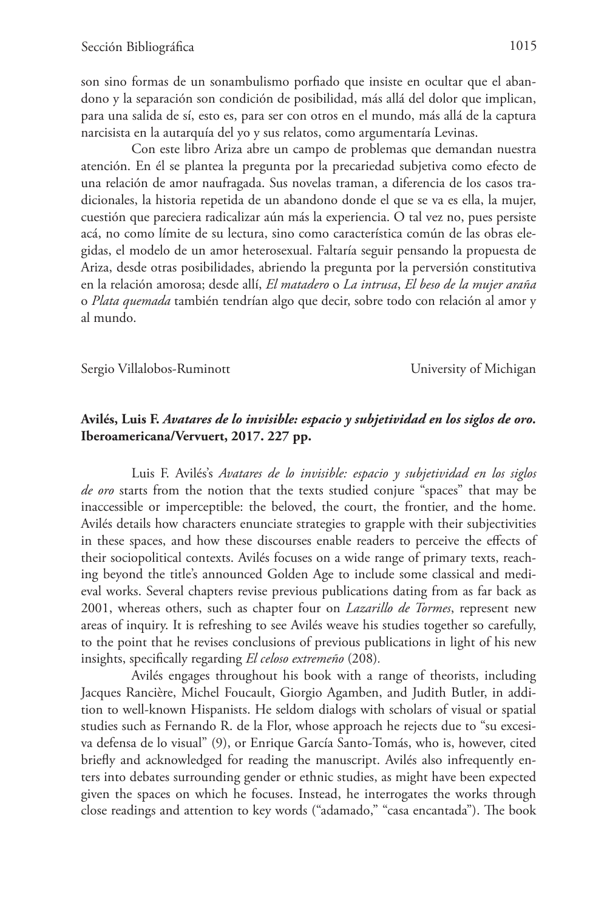son sino formas de un sonambulismo porfiado que insiste en ocultar que el abandono y la separación son condición de posibilidad, más allá del dolor que implican, para una salida de sí, esto es, para ser con otros en el mundo, más allá de la captura narcisista en la autarquía del yo y sus relatos, como argumentaría Levinas.

Con este libro Ariza abre un campo de problemas que demandan nuestra atención. En él se plantea la pregunta por la precariedad subjetiva como efecto de una relación de amor naufragada. Sus novelas traman, a diferencia de los casos tradicionales, la historia repetida de un abandono donde el que se va es ella, la mujer, cuestión que pareciera radicalizar aún más la experiencia. O tal vez no, pues persiste acá, no como límite de su lectura, sino como característica común de las obras elegidas, el modelo de un amor heterosexual. Faltaría seguir pensando la propuesta de Ariza, desde otras posibilidades, abriendo la pregunta por la perversión constitutiva en la relación amorosa; desde allí, *El matadero* o *La intrusa*, *El beso de la mujer araña* o *Plata quemada* también tendrían algo que decir, sobre todo con relación al amor y al mundo.

Sergio Villalobos-Ruminott — University of Michigan

**Avilés, Luis F. *Avatares de lo invisible: espacio y subjetividad en los siglos de oro*. Iberoamericana/Vervuert, 2017. 227 pp.**

Luis F. Avilés's *Avatares de lo invisible: espacio y subjetividad en los siglos de oro* starts from the notion that the texts studied conjure "spaces" that may be inaccessible or imperceptible: the beloved, the court, the frontier, and the home. Avilés details how characters enunciate strategies to grapple with their subjectivities in these spaces, and how these discourses enable readers to perceive the effects of their sociopolitical contexts. Avilés focuses on a wide range of primary texts, reaching beyond the title's announced Golden Age to include some classical and medieval works. Several chapters revise previous publications dating from as far back as 2001, whereas others, such as chapter four on *Lazarillo de Tormes*, represent new areas of inquiry. It is refreshing to see Avilés weave his studies together so carefully, to the point that he revises conclusions of previous publications in light of his new insights, specifically regarding *El celoso extremeño* (208).

Avilés engages throughout his book with a range of theorists, including Jacques Rancière, Michel Foucault, Giorgio Agamben, and Judith Butler, in addition to well-known Hispanists. He seldom dialogs with scholars of visual or spatial studies such as Fernando R. de la Flor, whose approach he rejects due to "su excesiva defensa de lo visual" (9), or Enrique García Santo-Tomás, who is, however, cited briefly and acknowledged for reading the manuscript. Avilés also infrequently enters into debates surrounding gender or ethnic studies, as might have been expected given the spaces on which he focuses. Instead, he interrogates the works through close readings and attention to key words ("adamado," "casa encantada"). The book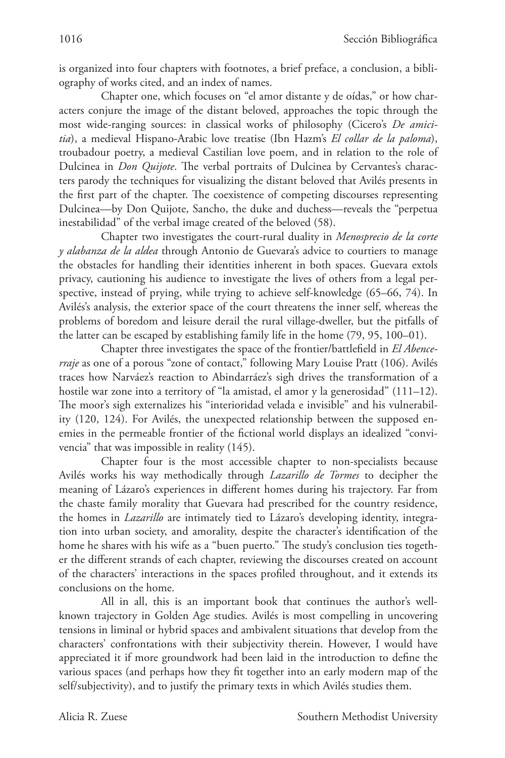is organized into four chapters with footnotes, a brief preface, a conclusion, a bibliography of works cited, and an index of names.

Chapter one, which focuses on "el amor distante y de oídas," or how characters conjure the image of the distant beloved, approaches the topic through the most wide-ranging sources: in classical works of philosophy (Cicero's *De amicitia*), a medieval Hispano-Arabic love treatise (Ibn Hazm's *El collar de la paloma*), troubadour poetry, a medieval Castilian love poem, and in relation to the role of Dulcinea in *Don Quijote*. The verbal portraits of Dulcinea by Cervantes's characters parody the techniques for visualizing the distant beloved that Avilés presents in the first part of the chapter. The coexistence of competing discourses representing Dulcinea—by Don Quijote, Sancho, the duke and duchess—reveals the "perpetua inestabilidad" of the verbal image created of the beloved (58).

Chapter two investigates the court-rural duality in *Menosprecio de la corte y alabanza de la aldea* through Antonio de Guevara's advice to courtiers to manage the obstacles for handling their identities inherent in both spaces. Guevara extols privacy, cautioning his audience to investigate the lives of others from a legal perspective, instead of prying, while trying to achieve self-knowledge (65–66, 74). In Avilés's analysis, the exterior space of the court threatens the inner self, whereas the problems of boredom and leisure derail the rural village-dweller, but the pitfalls of the latter can be escaped by establishing family life in the home (79, 95, 100–01).

Chapter three investigates the space of the frontier/battlefield in *El Abencerraje* as one of a porous "zone of contact," following Mary Louise Pratt (106). Avilés traces how Narváez's reaction to Abindarráez's sigh drives the transformation of a hostile war zone into a territory of "la amistad, el amor y la generosidad" (111–12). The moor's sigh externalizes his "interioridad velada e invisible" and his vulnerability (120, 124). For Avilés, the unexpected relationship between the supposed enemies in the permeable frontier of the fictional world displays an idealized "convivencia" that was impossible in reality (145).

Chapter four is the most accessible chapter to non-specialists because Avilés works his way methodically through *Lazarillo de Tormes* to decipher the meaning of Lázaro's experiences in different homes during his trajectory. Far from the chaste family morality that Guevara had prescribed for the country residence, the homes in *Lazarillo* are intimately tied to Lázaro's developing identity, integration into urban society, and amorality, despite the character's identification of the home he shares with his wife as a "buen puerto." The study's conclusion ties together the different strands of each chapter, reviewing the discourses created on account of the characters' interactions in the spaces profiled throughout, and it extends its conclusions on the home.

All in all, this is an important book that continues the author's well-known trajectory in Golden Age studies. Avilés is most compelling in uncovering tensions in liminal or hybrid spaces and ambivalent situations that develop from the characters' confrontations with their subjectivity therein. However, I would have appreciated it if more groundwork had been laid in the introduction to define the various spaces (and perhaps how they fit together into an early modern map of the self/subjectivity), and to justify the primary texts in which Avilés studies them.

Alicia R. Zuese — Southern Methodist University